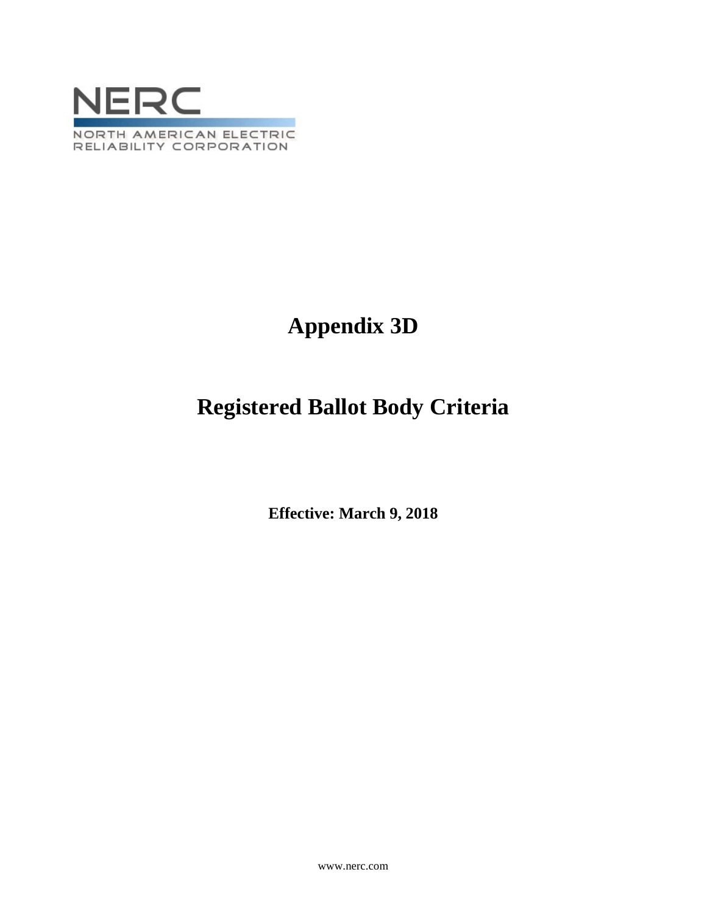NERC

NORTH AMERICAN ELECTRIC
RELIABILITY CORPORATION

# Appendix 3D

# Registered Ballot Body Criteria

**Effective: March 9, 2018**

www.nerc.com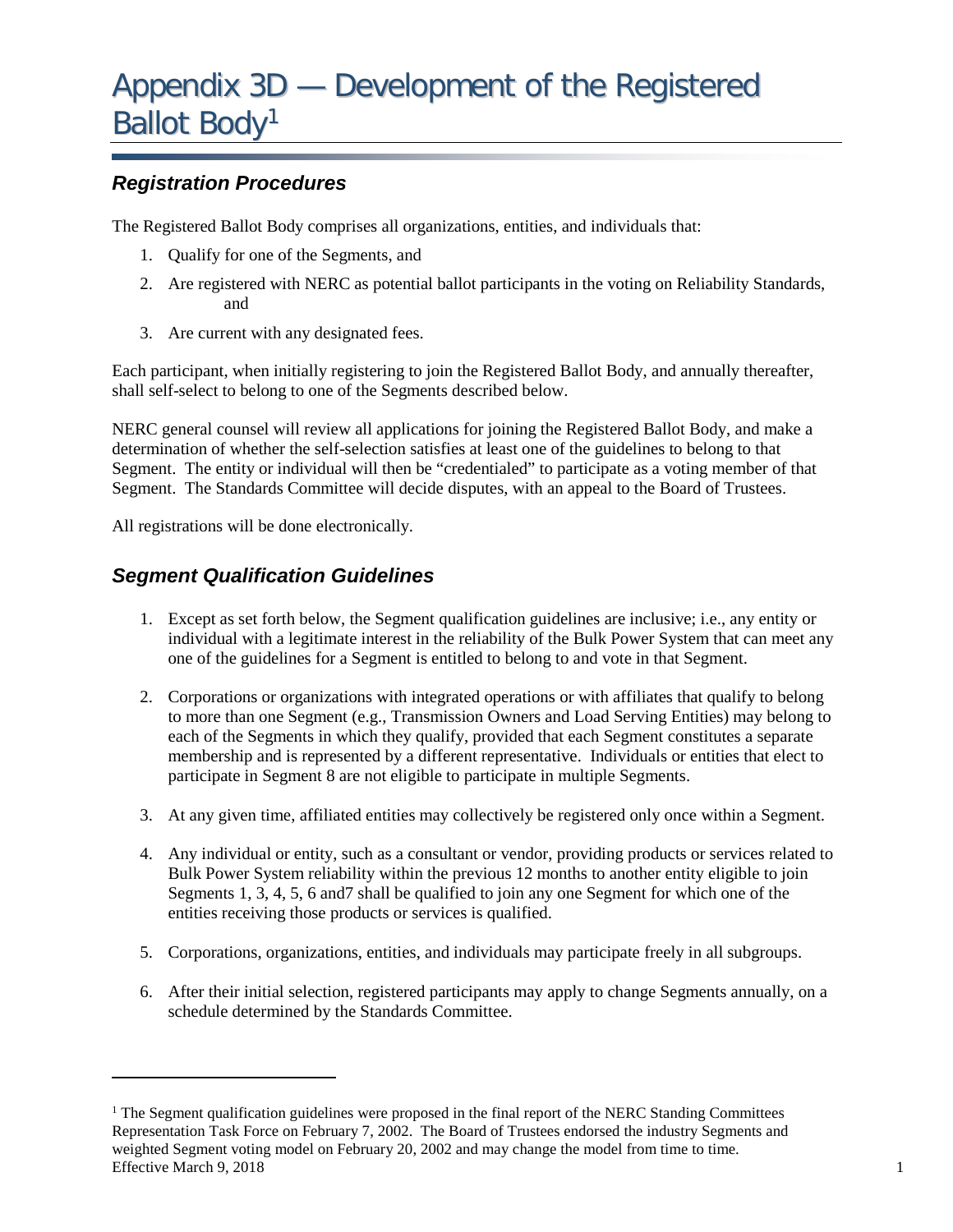# Appendix 3D — Development of the Registered Ballot Body[1]

## Registration Procedures

The Registered Ballot Body comprises all organizations, entities, and individuals that:

1. Qualify for one of the Segments, and
2. Are registered with NERC as potential ballot participants in the voting on Reliability Standards, and
3. Are current with any designated fees.

Each participant, when initially registering to join the Registered Ballot Body, and annually thereafter, shall self-select to belong to one of the Segments described below.

NERC general counsel will review all applications for joining the Registered Ballot Body, and make a determination of whether the self-selection satisfies at least one of the guidelines to belong to that Segment. The entity or individual will then be "credentialed" to participate as a voting member of that Segment. The Standards Committee will decide disputes, with an appeal to the Board of Trustees.

All registrations will be done electronically.

## Segment Qualification Guidelines

1. Except as set forth below, the Segment qualification guidelines are inclusive; i.e., any entity or individual with a legitimate interest in the reliability of the Bulk Power System that can meet any one of the guidelines for a Segment is entitled to belong to and vote in that Segment.
2. Corporations or organizations with integrated operations or with affiliates that qualify to belong to more than one Segment (e.g., Transmission Owners and Load Serving Entities) may belong to each of the Segments in which they qualify, provided that each Segment constitutes a separate membership and is represented by a different representative. Individuals or entities that elect to participate in Segment 8 are not eligible to participate in multiple Segments.
3. At any given time, affiliated entities may collectively be registered only once within a Segment.
4. Any individual or entity, such as a consultant or vendor, providing products or services related to Bulk Power System reliability within the previous 12 months to another entity eligible to join Segments 1, 3, 4, 5, 6 and7 shall be qualified to join any one Segment for which one of the entities receiving those products or services is qualified.
5. Corporations, organizations, entities, and individuals may participate freely in all subgroups.
6. After their initial selection, registered participants may apply to change Segments annually, on a schedule determined by the Standards Committee.

[1] The Segment qualification guidelines were proposed in the final report of the NERC Standing Committees Representation Task Force on February 7, 2002. The Board of Trustees endorsed the industry Segments and weighted Segment voting model on February 20, 2002 and may change the model from time to time.

Effective March 9, 2018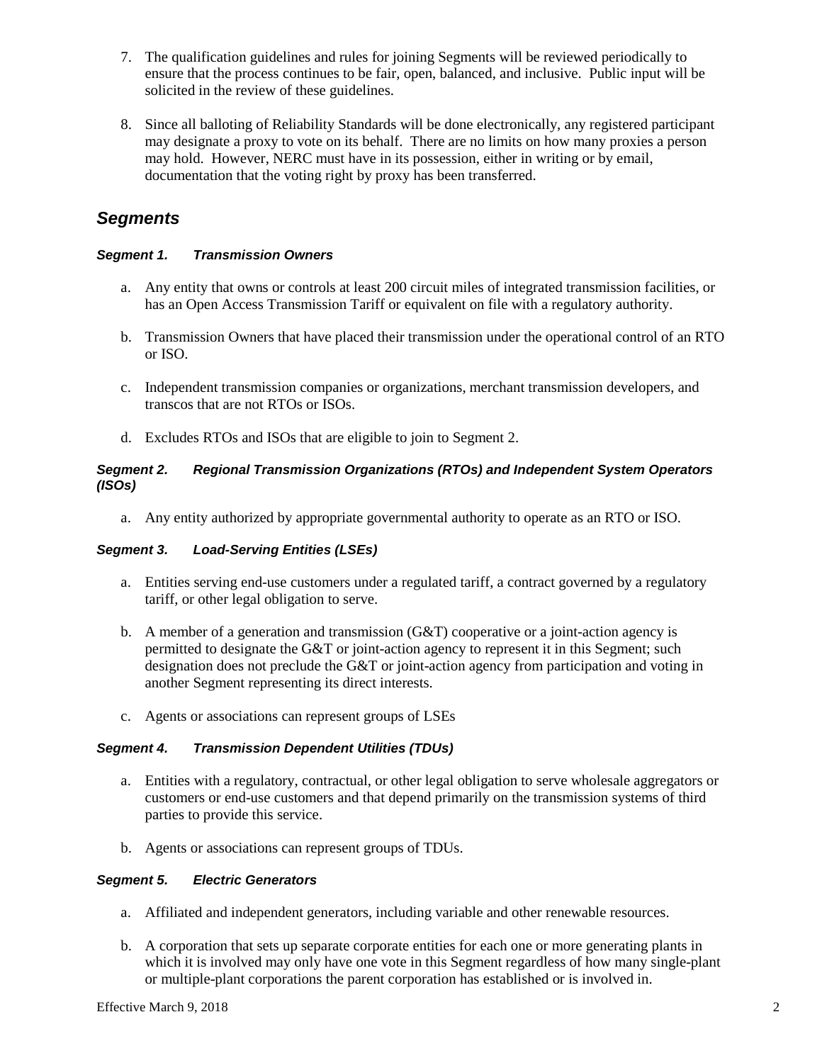7. The qualification guidelines and rules for joining Segments will be reviewed periodically to ensure that the process continues to be fair, open, balanced, and inclusive. Public input will be solicited in the review of these guidelines.

8. Since all balloting of Reliability Standards will be done electronically, any registered participant may designate a proxy to vote on its behalf. There are no limits on how many proxies a person may hold. However, NERC must have in its possession, either in writing or by email, documentation that the voting right by proxy has been transferred.

## *Segments*

#### *Segment 1. Transmission Owners*

a. Any entity that owns or controls at least 200 circuit miles of integrated transmission facilities, or has an Open Access Transmission Tariff or equivalent on file with a regulatory authority.

b. Transmission Owners that have placed their transmission under the operational control of an RTO or ISO.

c. Independent transmission companies or organizations, merchant transmission developers, and transcos that are not RTOs or ISOs.

d. Excludes RTOs and ISOs that are eligible to join to Segment 2.

#### *Segment 2. Regional Transmission Organizations (RTOs) and Independent System Operators (ISOs)*

a. Any entity authorized by appropriate governmental authority to operate as an RTO or ISO.

#### *Segment 3. Load-Serving Entities (LSEs)*

a. Entities serving end-use customers under a regulated tariff, a contract governed by a regulatory tariff, or other legal obligation to serve.

b. A member of a generation and transmission (G&T) cooperative or a joint-action agency is permitted to designate the G&T or joint-action agency to represent it in this Segment; such designation does not preclude the G&T or joint-action agency from participation and voting in another Segment representing its direct interests.

c. Agents or associations can represent groups of LSEs

#### *Segment 4. Transmission Dependent Utilities (TDUs)*

a. Entities with a regulatory, contractual, or other legal obligation to serve wholesale aggregators or customers or end-use customers and that depend primarily on the transmission systems of third parties to provide this service.

b. Agents or associations can represent groups of TDUs.

#### *Segment 5. Electric Generators*

a. Affiliated and independent generators, including variable and other renewable resources.

b. A corporation that sets up separate corporate entities for each one or more generating plants in which it is involved may only have one vote in this Segment regardless of how many single-plant or multiple-plant corporations the parent corporation has established or is involved in.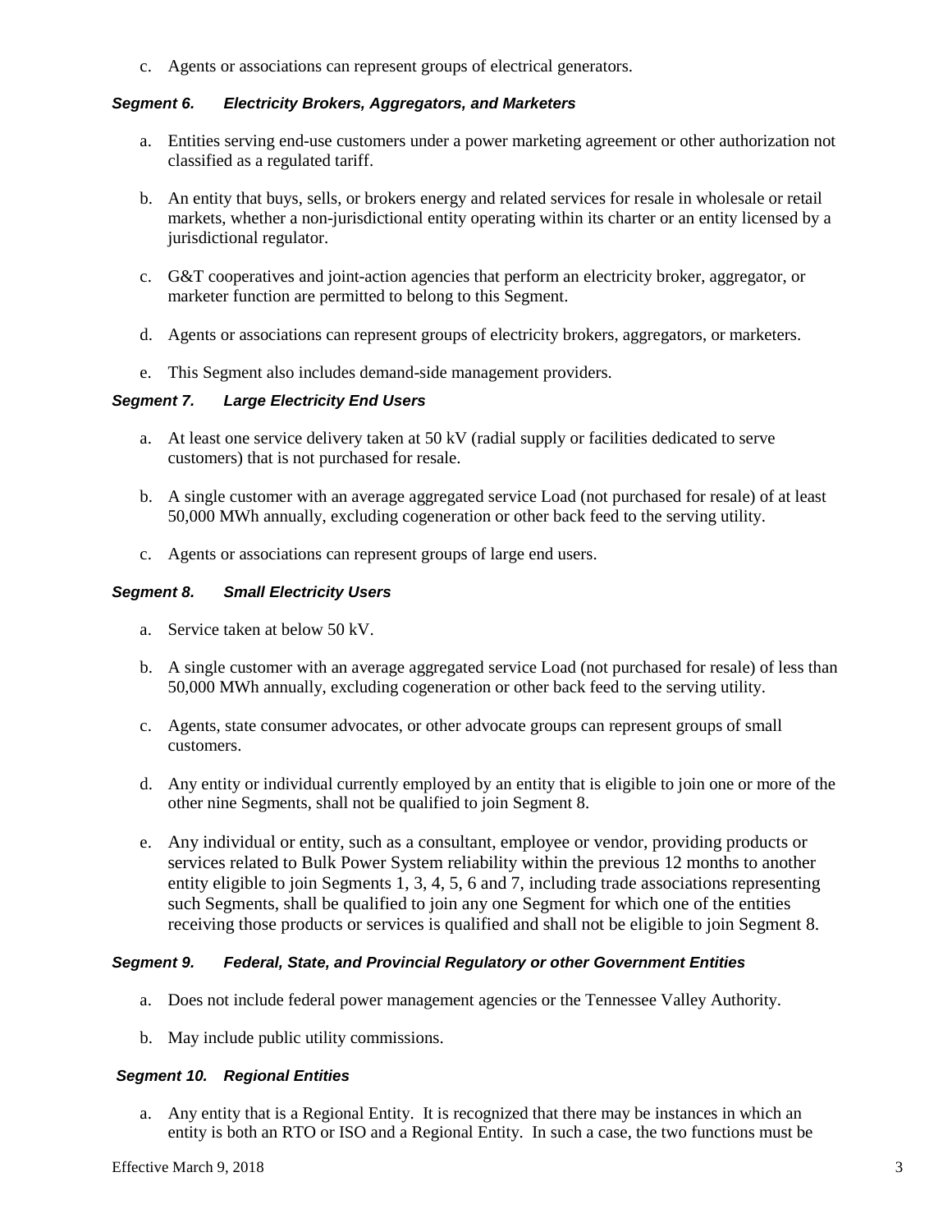c. Agents or associations can represent groups of electrical generators.

### *Segment 6. Electricity Brokers, Aggregators, and Marketers*

a. Entities serving end-use customers under a power marketing agreement or other authorization not classified as a regulated tariff.

b. An entity that buys, sells, or brokers energy and related services for resale in wholesale or retail markets, whether a non-jurisdictional entity operating within its charter or an entity licensed by a jurisdictional regulator.

c. G&T cooperatives and joint-action agencies that perform an electricity broker, aggregator, or marketer function are permitted to belong to this Segment.

d. Agents or associations can represent groups of electricity brokers, aggregators, or marketers.

e. This Segment also includes demand-side management providers.

### *Segment 7. Large Electricity End Users*

a. At least one service delivery taken at 50 kV (radial supply or facilities dedicated to serve customers) that is not purchased for resale.

b. A single customer with an average aggregated service Load (not purchased for resale) of at least 50,000 MWh annually, excluding cogeneration or other back feed to the serving utility.

c. Agents or associations can represent groups of large end users.

### *Segment 8. Small Electricity Users*

a. Service taken at below 50 kV.

b. A single customer with an average aggregated service Load (not purchased for resale) of less than 50,000 MWh annually, excluding cogeneration or other back feed to the serving utility.

c. Agents, state consumer advocates, or other advocate groups can represent groups of small customers.

d. Any entity or individual currently employed by an entity that is eligible to join one or more of the other nine Segments, shall not be qualified to join Segment 8.

e. Any individual or entity, such as a consultant, employee or vendor, providing products or services related to Bulk Power System reliability within the previous 12 months to another entity eligible to join Segments 1, 3, 4, 5, 6 and 7, including trade associations representing such Segments, shall be qualified to join any one Segment for which one of the entities receiving those products or services is qualified and shall not be eligible to join Segment 8.

### *Segment 9. Federal, State, and Provincial Regulatory or other Government Entities*

a. Does not include federal power management agencies or the Tennessee Valley Authority.

b. May include public utility commissions.

### *Segment 10. Regional Entities*

a. Any entity that is a Regional Entity. It is recognized that there may be instances in which an entity is both an RTO or ISO and a Regional Entity. In such a case, the two functions must be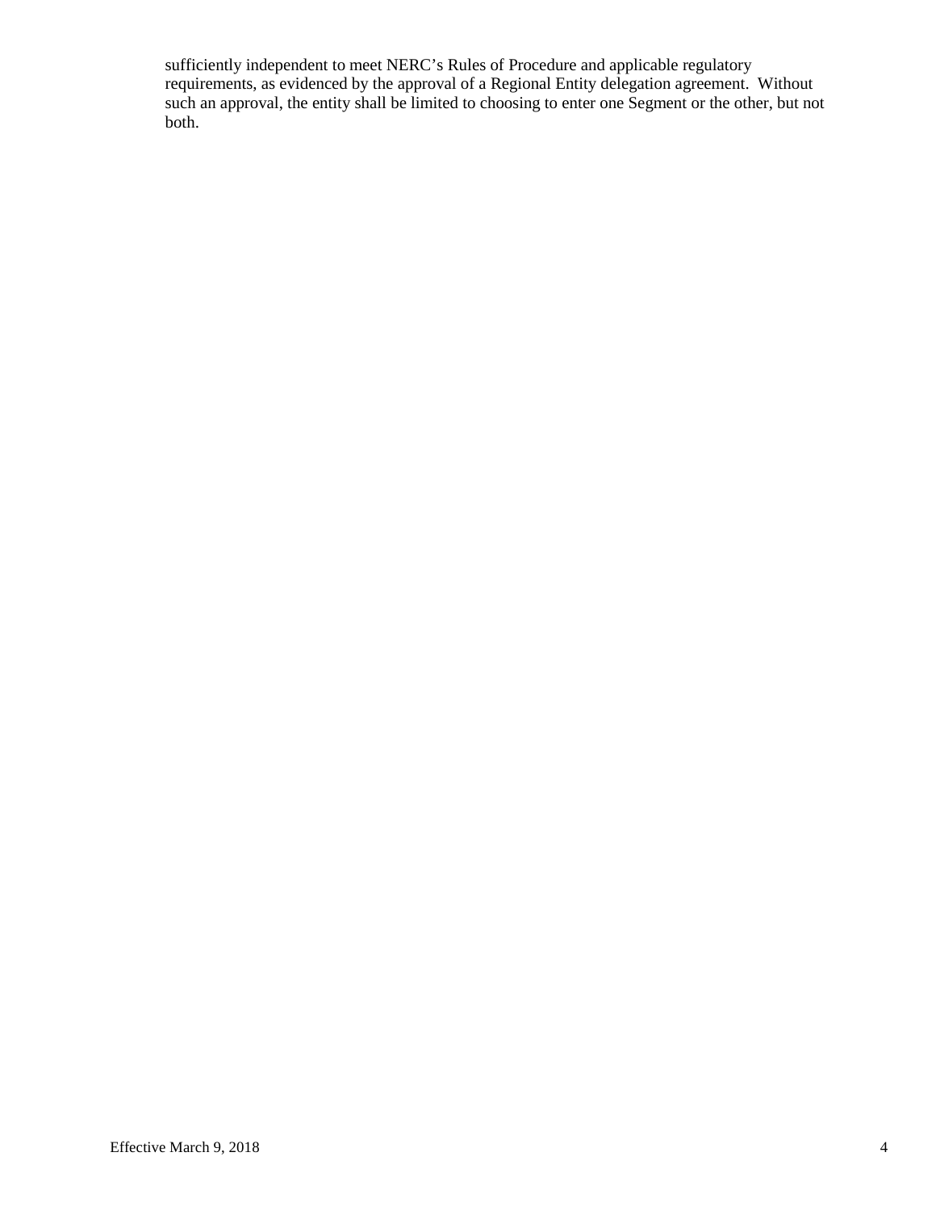sufficiently independent to meet NERC's Rules of Procedure and applicable regulatory requirements, as evidenced by the approval of a Regional Entity delegation agreement. Without such an approval, the entity shall be limited to choosing to enter one Segment or the other, but not both.